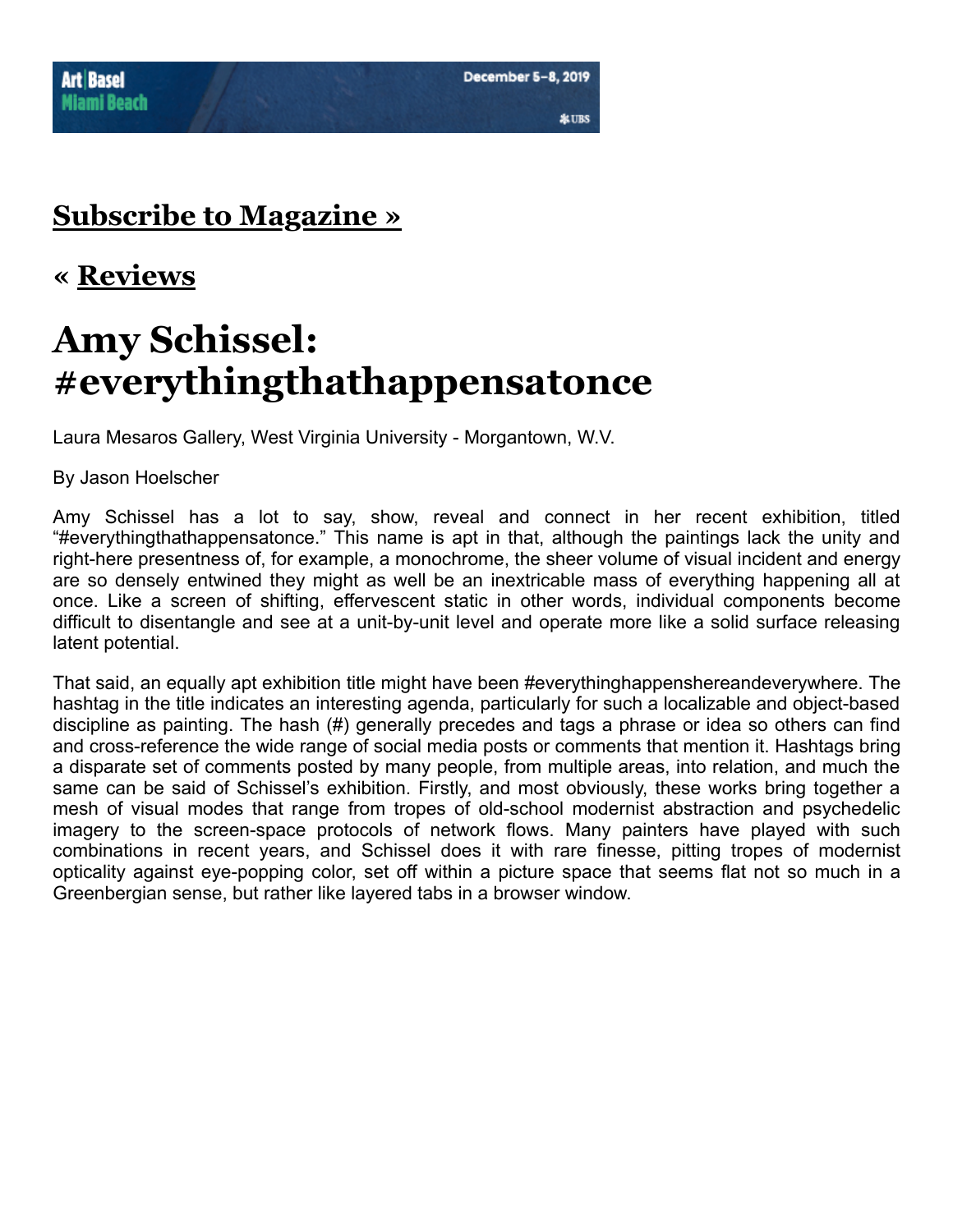## Subscribe to Magazine »

## « Reviews

# Amy Schissel: #everythingthathappensatonce

Laura Mesaros Gallery, West Virginia University - Morgantown, W.V.

By Jason Hoelscher

Amy Schissel has a lot to say, show, reveal and connect in her recent exhibition, titled "#everythingthathappensatonce." This name is apt in that, although the paintings lack the unity and right-here presentness of, for example, a monochrome, the sheer volume of visual incident and energy are so densely entwined they might as well be an inextricable mass of everything happening all at once. Like a screen of shifting, effervescent static in other words, individual components become difficult to disentangle and see at a unit-by-unit level and operate more like a solid surface releasing latent potential.

That said, an equally apt exhibition title might have been #everythinghappenshereandeverywhere. The hashtag in the title indicates an interesting agenda, particularly for such a localizable and object-based discipline as painting. The hash (#) generally precedes and tags a phrase or idea so others can find and cross-reference the wide range of social media posts or comments that mention it. Hashtags bring a disparate set of comments posted by many people, from multiple areas, into relation, and much the same can be said of Schissel's exhibition. Firstly, and most obviously, these works bring together a mesh of visual modes that range from tropes of old-school modernist abstraction and psychedelic imagery to the screen-space protocols of network flows. Many painters have played with such combinations in recent years, and Schissel does it with rare finesse, pitting tropes of modernist opticality against eye-popping color, set off within a picture space that seems flat not so much in a Greenbergian sense, but rather like layered tabs in a browser window.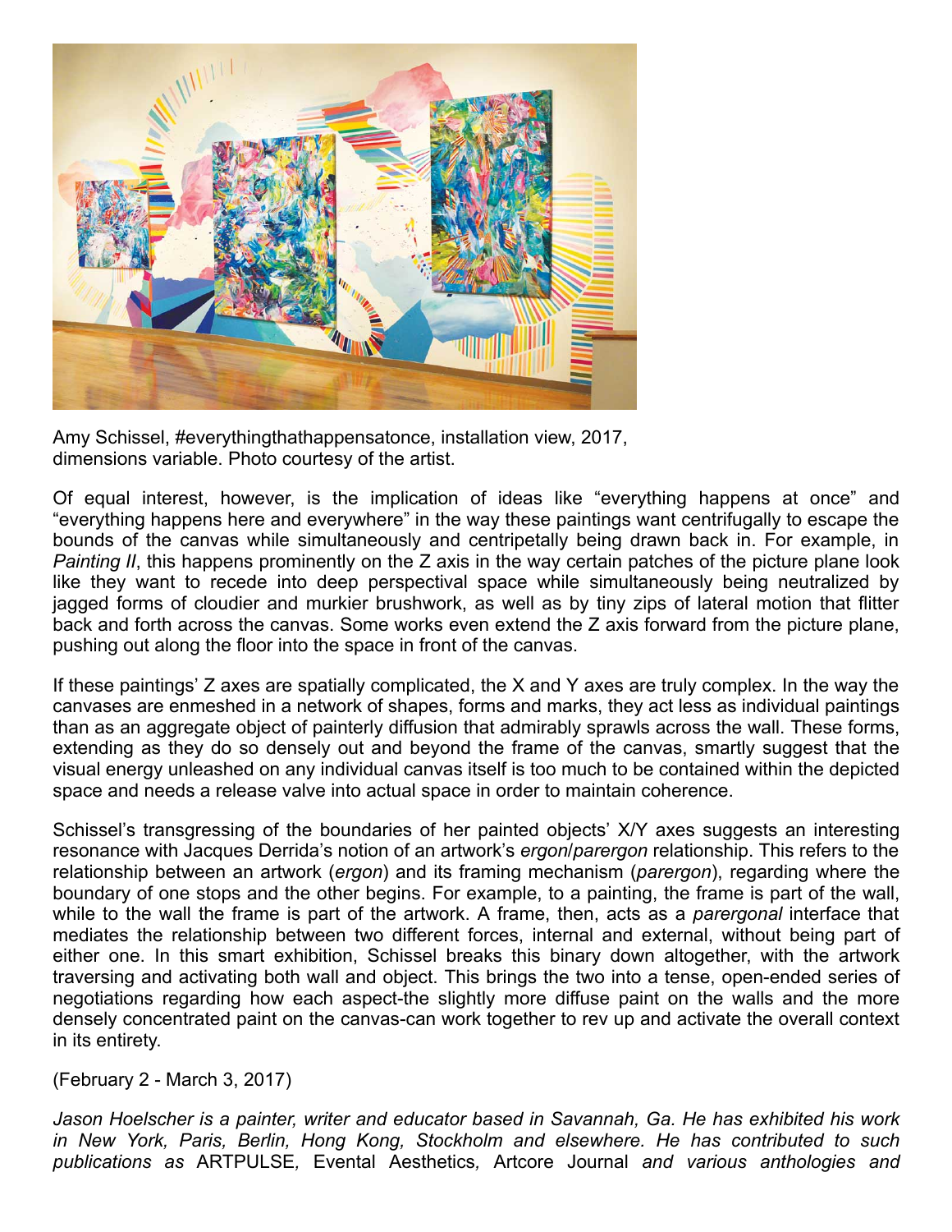Amy Schissel, #everythingthathappensatonce, installation view, 2017, dimensions variable. Photo courtesy of the artist.

Of equal interest, however, is the implication of ideas like “everything happens at once” and “everything happens here and everywhere” in the way these paintings want centrifugally to escape the bounds of the canvas while simultaneously and centripetally being drawn back in. For example, in *Painting II*, this happens prominently on the Z axis in the way certain patches of the picture plane look like they want to recede into deep perspectival space while simultaneously being neutralized by jagged forms of cloudier and murkier brushwork, as well as by tiny zips of lateral motion that flitter back and forth across the canvas. Some works even extend the Z axis forward from the picture plane, pushing out along the floor into the space in front of the canvas.

If these paintings’ Z axes are spatially complicated, the X and Y axes are truly complex. In the way the canvases are enmeshed in a network of shapes, forms and marks, they act less as individual paintings than as an aggregate object of painterly diffusion that admirably sprawls across the wall. These forms, extending as they do so densely out and beyond the frame of the canvas, smartly suggest that the visual energy unleashed on any individual canvas itself is too much to be contained within the depicted space and needs a release valve into actual space in order to maintain coherence.

Schissel’s transgressing of the boundaries of her painted objects’ X/Y axes suggests an interesting resonance with Jacques Derrida’s notion of an artwork’s *ergon*/*parergon* relationship. This refers to the relationship between an artwork (*ergon*) and its framing mechanism (*parergon*), regarding where the boundary of one stops and the other begins. For example, to a painting, the frame is part of the wall, while to the wall the frame is part of the artwork. A frame, then, acts as a *parergonal* interface that mediates the relationship between two different forces, internal and external, without being part of either one. In this smart exhibition, Schissel breaks this binary down altogether, with the artwork traversing and activating both wall and object. This brings the two into a tense, open-ended series of negotiations regarding how each aspect-the slightly more diffuse paint on the walls and the more densely concentrated paint on the canvas-can work together to rev up and activate the overall context in its entirety.

(February 2 - March 3, 2017)

*Jason Hoelscher is a painter, writer and educator based in Savannah, Ga. He has exhibited his work in New York, Paris, Berlin, Hong Kong, Stockholm and elsewhere. He has contributed to such publications as* ARTPULSE*,* Evental Aesthetics*,* Artcore Journal *and various anthologies and*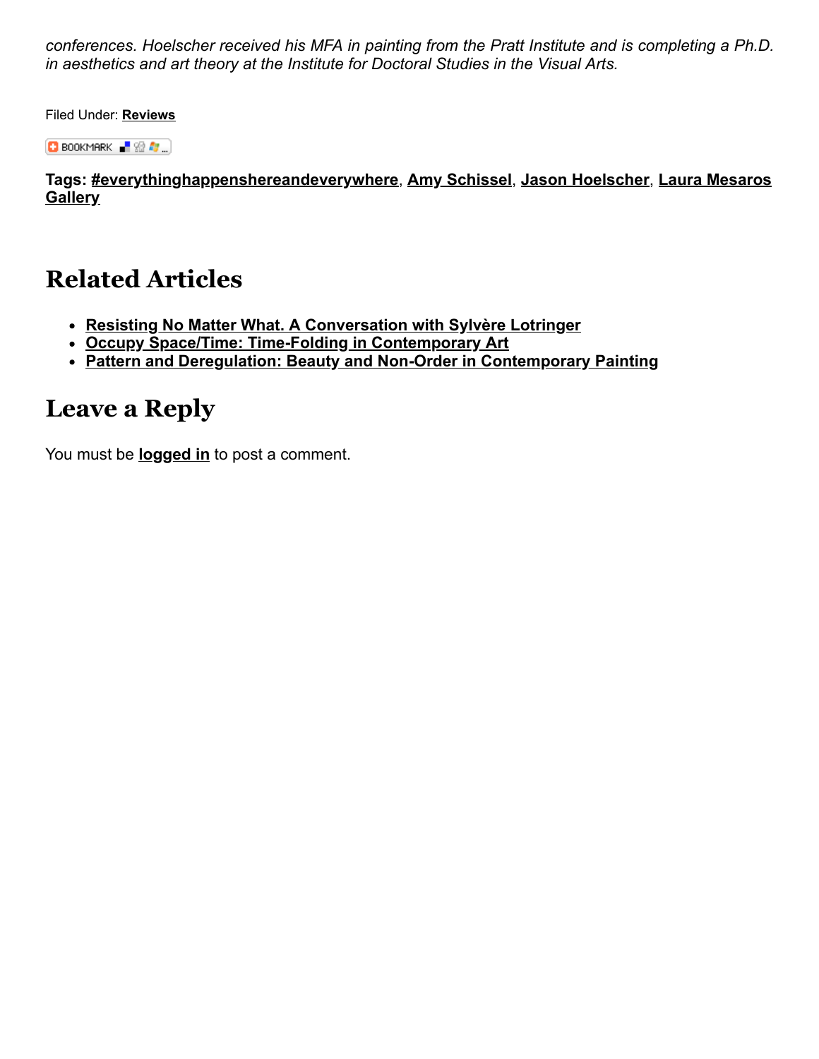*conferences. Hoelscher received his MFA in painting from the Pratt Institute and is completing a Ph.D. in aesthetics and art theory at the Institute for Doctoral Studies in the Visual Arts.*

Filed Under: **Reviews**

**Tags: #everythinghappenshereandeverywhere, Amy Schissel, Jason Hoelscher, Laura Mesaros Gallery**

## Related Articles

- **Resisting No Matter What. A Conversation with Sylvère Lotringer**
- **Occupy Space/Time: Time-Folding in Contemporary Art**
- **Pattern and Deregulation: Beauty and Non-Order in Contemporary Painting**

## Leave a Reply

You must be **logged in** to post a comment.